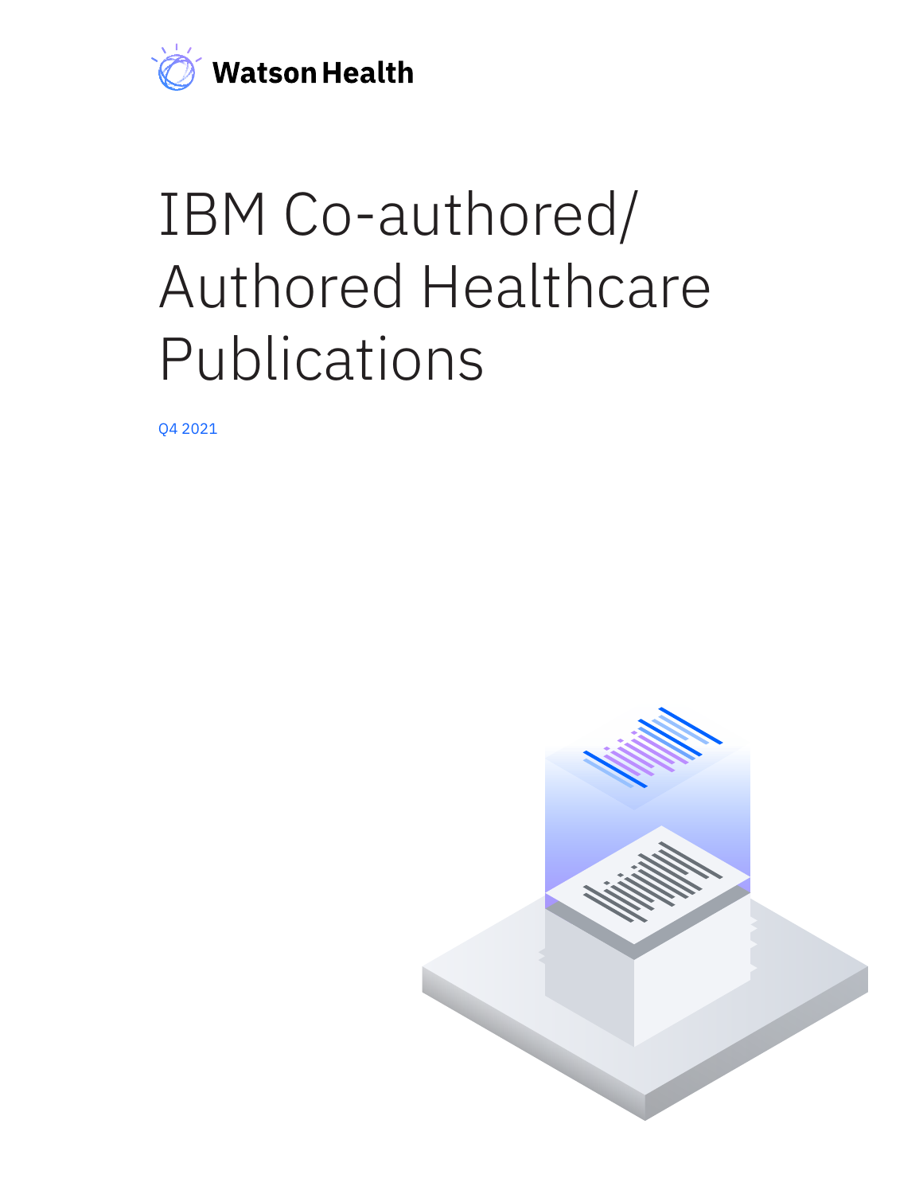Watson Health

# IBM Co-authored/ Authored Healthcare Publications

Q4 2021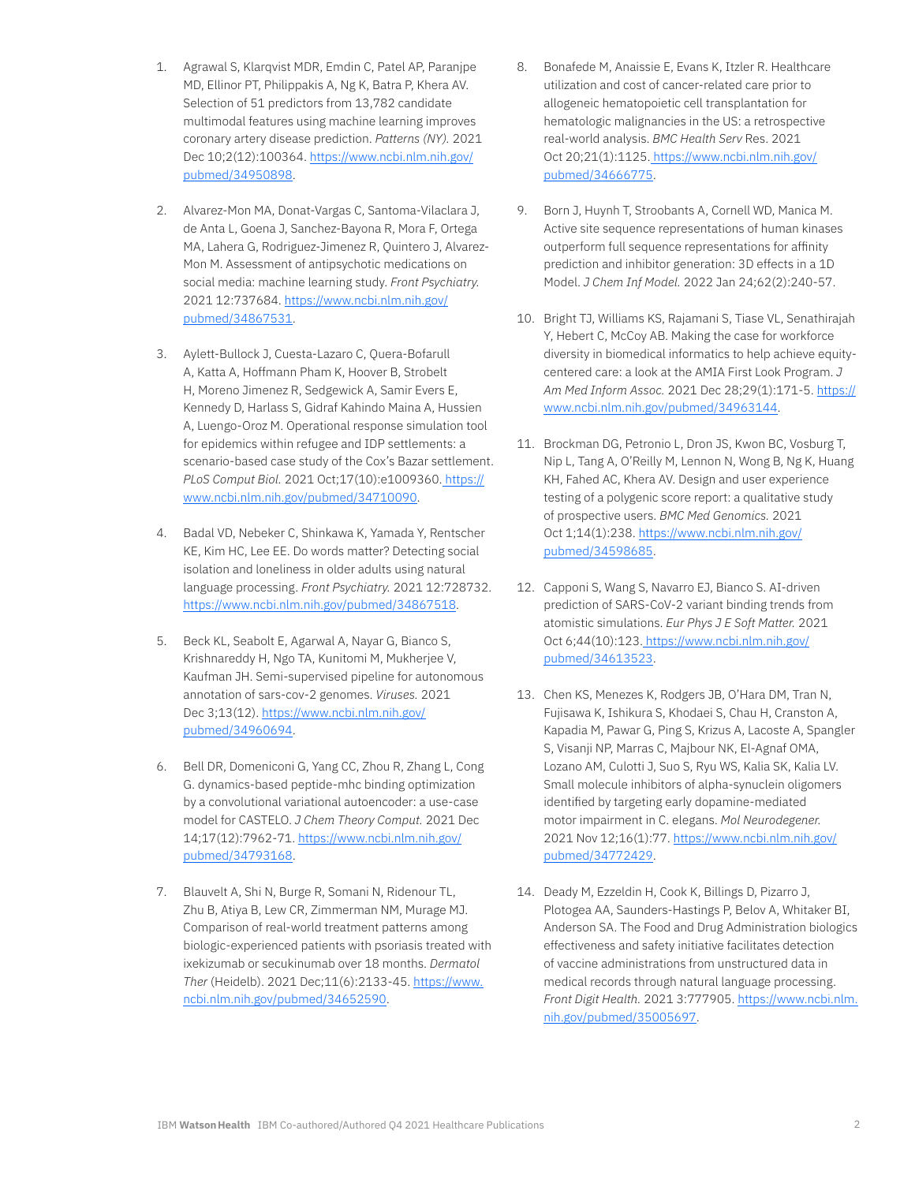1. Agrawal S, Klarqvist MDR, Emdin C, Patel AP, Paranjpe MD, Ellinor PT, Philippakis A, Ng K, Batra P, Khera AV. Selection of 51 predictors from 13,782 candidate multimodal features using machine learning improves coronary artery disease prediction. *Patterns (NY).* 2021 Dec 10;2(12):100364. [https://www.ncbi.nlm.nih.gov/pubmed/34950898](https://www.ncbi.nlm.nih.gov/pubmed/34950898).

2. Alvarez-Mon MA, Donat-Vargas C, Santoma-Vilaclara J, de Anta L, Goena J, Sanchez-Bayona R, Mora F, Ortega MA, Lahera G, Rodriguez-Jimenez R, Quintero J, Alvarez-Mon M. Assessment of antipsychotic medications on social media: machine learning study. *Front Psychiatry.* 2021 12:737684. [https://www.ncbi.nlm.nih.gov/pubmed/34867531](https://www.ncbi.nlm.nih.gov/pubmed/34867531).

3. Aylett-Bullock J, Cuesta-Lazaro C, Quera-Bofarull A, Katta A, Hoffmann Pham K, Hoover B, Strobelt H, Moreno Jimenez R, Sedgewick A, Samir Evers E, Kennedy D, Harlass S, Gidraf Kahindo Maina A, Hussien A, Luengo-Oroz M. Operational response simulation tool for epidemics within refugee and IDP settlements: a scenario-based case study of the Cox's Bazar settlement. *PLoS Comput Biol.* 2021 Oct;17(10):e1009360. [https://www.ncbi.nlm.nih.gov/pubmed/34710090](https://www.ncbi.nlm.nih.gov/pubmed/34710090).

4. Badal VD, Nebeker C, Shinkawa K, Yamada Y, Rentscher KE, Kim HC, Lee EE. Do words matter? Detecting social isolation and loneliness in older adults using natural language processing. *Front Psychiatry.* 2021 12:728732. [https://www.ncbi.nlm.nih.gov/pubmed/34867518](https://www.ncbi.nlm.nih.gov/pubmed/34867518).

5. Beck KL, Seabolt E, Agarwal A, Nayar G, Bianco S, Krishnareddy H, Ngo TA, Kunitomi M, Mukherjee V, Kaufman JH. Semi-supervised pipeline for autonomous annotation of sars-cov-2 genomes. *Viruses.* 2021 Dec 3;13(12). [https://www.ncbi.nlm.nih.gov/pubmed/34960694](https://www.ncbi.nlm.nih.gov/pubmed/34960694).

6. Bell DR, Domeniconi G, Yang CC, Zhou R, Zhang L, Cong G. dynamics-based peptide-mhc binding optimization by a convolutional variational autoencoder: a use-case model for CASTELO. *J Chem Theory Comput.* 2021 Dec 14;17(12):7962-71. [https://www.ncbi.nlm.nih.gov/pubmed/34793168](https://www.ncbi.nlm.nih.gov/pubmed/34793168).

7. Blauvelt A, Shi N, Burge R, Somani N, Ridenour TL, Zhu B, Atiya B, Lew CR, Zimmerman NM, Murage MJ. Comparison of real-world treatment patterns among biologic-experienced patients with psoriasis treated with ixekizumab or secukinumab over 18 months. *Dermatol Ther* (Heidelb). 2021 Dec;11(6):2133-45. [https://www.ncbi.nlm.nih.gov/pubmed/34652590](https://www.ncbi.nlm.nih.gov/pubmed/34652590).

8. Bonafede M, Anaissie E, Evans K, Itzler R. Healthcare utilization and cost of cancer-related care prior to allogeneic hematopoietic cell transplantation for hematologic malignancies in the US: a retrospective real-world analysis. *BMC Health Serv* Res. 2021 Oct 20;21(1):1125. [https://www.ncbi.nlm.nih.gov/pubmed/34666775](https://www.ncbi.nlm.nih.gov/pubmed/34666775).

9. Born J, Huynh T, Stroobants A, Cornell WD, Manica M. Active site sequence representations of human kinases outperform full sequence representations for affinity prediction and inhibitor generation: 3D effects in a 1D Model. *J Chem Inf Model.* 2022 Jan 24;62(2):240-57.

10. Bright TJ, Williams KS, Rajamani S, Tiase VL, Senathirajah Y, Hebert C, McCoy AB. Making the case for workforce diversity in biomedical informatics to help achieve equity-centered care: a look at the AMIA First Look Program. *J Am Med Inform Assoc.* 2021 Dec 28;29(1):171-5. [https://www.ncbi.nlm.nih.gov/pubmed/34963144](https://www.ncbi.nlm.nih.gov/pubmed/34963144).

11. Brockman DG, Petronio L, Dron JS, Kwon BC, Vosburg T, Nip L, Tang A, O'Reilly M, Lennon N, Wong B, Ng K, Huang KH, Fahed AC, Khera AV. Design and user experience testing of a polygenic score report: a qualitative study of prospective users. *BMC Med Genomics.* 2021 Oct 1;14(1):238. [https://www.ncbi.nlm.nih.gov/pubmed/34598685](https://www.ncbi.nlm.nih.gov/pubmed/34598685).

12. Capponi S, Wang S, Navarro EJ, Bianco S. AI-driven prediction of SARS-CoV-2 variant binding trends from atomistic simulations. *Eur Phys J E Soft Matter.* 2021 Oct 6;44(10):123. [https://www.ncbi.nlm.nih.gov/pubmed/34613523](https://www.ncbi.nlm.nih.gov/pubmed/34613523).

13. Chen KS, Menezes K, Rodgers JB, O'Hara DM, Tran N, Fujisawa K, Ishikura S, Khodaei S, Chau H, Cranston A, Kapadia M, Pawar G, Ping S, Krizus A, Lacoste A, Spangler S, Visanji NP, Marras C, Majbour NK, El-Agnaf OMA, Lozano AM, Culotti J, Suo S, Ryu WS, Kalia SK, Kalia LV. Small molecule inhibitors of alpha-synuclein oligomers identified by targeting early dopamine-mediated motor impairment in C. elegans. *Mol Neurodegener.* 2021 Nov 12;16(1):77. [https://www.ncbi.nlm.nih.gov/pubmed/34772429](https://www.ncbi.nlm.nih.gov/pubmed/34772429).

14. Deady M, Ezzeldin H, Cook K, Billings D, Pizarro J, Plotogea AA, Saunders-Hastings P, Belov A, Whitaker BI, Anderson SA. The Food and Drug Administration biologics effectiveness and safety initiative facilitates detection of vaccine administrations from unstructured data in medical records through natural language processing. *Front Digit Health.* 2021 3:777905. [https://www.ncbi.nlm.nih.gov/pubmed/35005697](https://www.ncbi.nlm.nih.gov/pubmed/35005697).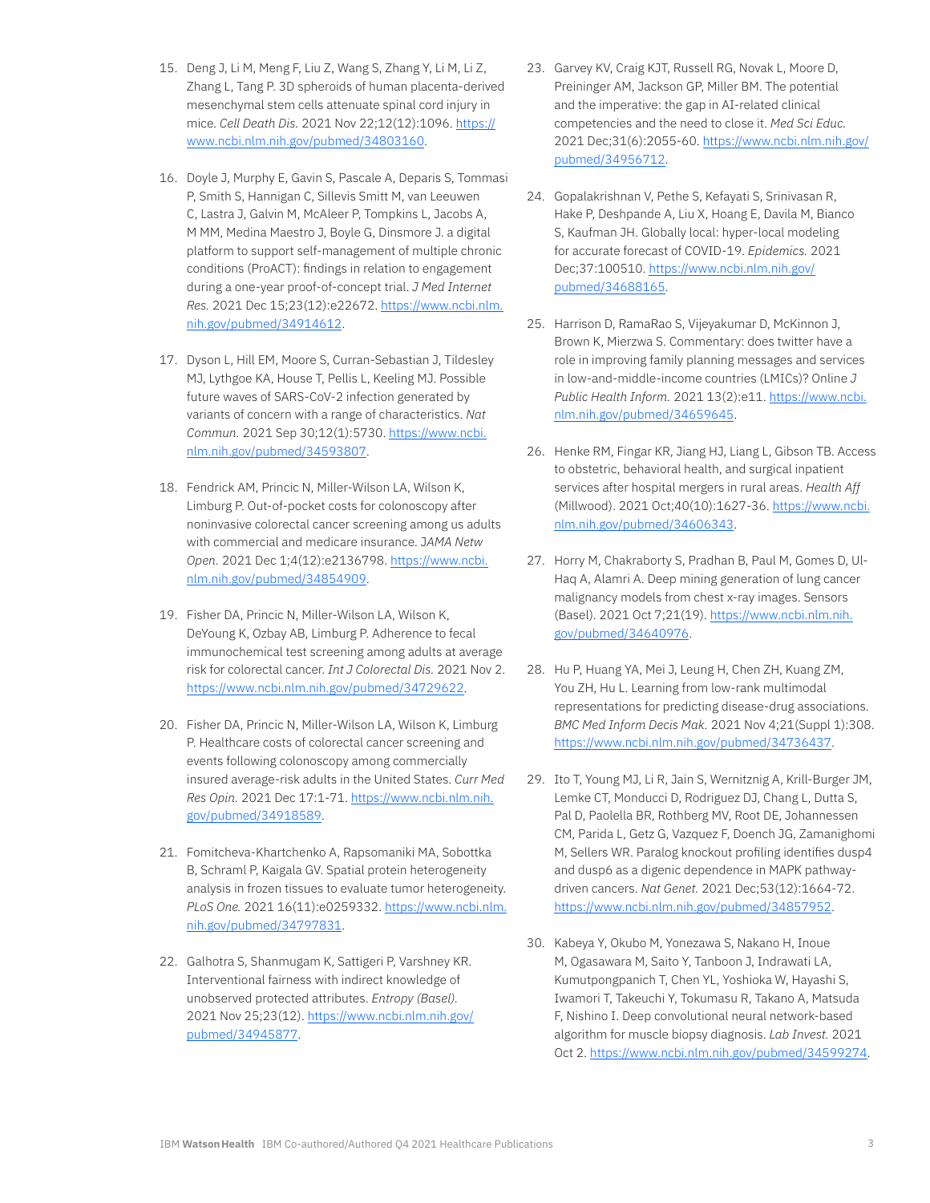15. Deng J, Li M, Meng F, Liu Z, Wang S, Zhang Y, Li M, Li Z, Zhang L, Tang P. 3D spheroids of human placenta-derived mesenchymal stem cells attenuate spinal cord injury in mice. *Cell Death Dis.* 2021 Nov 22;12(12):1096. https://www.ncbi.nlm.nih.gov/pubmed/34803160.

16. Doyle J, Murphy E, Gavin S, Pascale A, Deparis S, Tommasi P, Smith S, Hannigan C, Sillevis Smitt M, van Leeuwen C, Lastra J, Galvin M, McAleer P, Tompkins L, Jacobs A, M MM, Medina Maestro J, Boyle G, Dinsmore J. a digital platform to support self-management of multiple chronic conditions (ProACT): findings in relation to engagement during a one-year proof-of-concept trial. *J Med Internet Res.* 2021 Dec 15;23(12):e22672. https://www.ncbi.nlm.nih.gov/pubmed/34914612.

17. Dyson L, Hill EM, Moore S, Curran-Sebastian J, Tildesley MJ, Lythgoe KA, House T, Pellis L, Keeling MJ. Possible future waves of SARS-CoV-2 infection generated by variants of concern with a range of characteristics. *Nat Commun.* 2021 Sep 30;12(1):5730. https://www.ncbi.nlm.nih.gov/pubmed/34593807.

18. Fendrick AM, Princic N, Miller-Wilson LA, Wilson K, Limburg P. Out-of-pocket costs for colonoscopy after noninvasive colorectal cancer screening among us adults with commercial and medicare insurance. *JAMA Netw Open.* 2021 Dec 1;4(12):e2136798. https://www.ncbi.nlm.nih.gov/pubmed/34854909.

19. Fisher DA, Princic N, Miller-Wilson LA, Wilson K, DeYoung K, Ozbay AB, Limburg P. Adherence to fecal immunochemical test screening among adults at average risk for colorectal cancer. *Int J Colorectal Dis.* 2021 Nov 2. https://www.ncbi.nlm.nih.gov/pubmed/34729622.

20. Fisher DA, Princic N, Miller-Wilson LA, Wilson K, Limburg P. Healthcare costs of colorectal cancer screening and events following colonoscopy among commercially insured average-risk adults in the United States. *Curr Med Res Opin.* 2021 Dec 17:1-71. https://www.ncbi.nlm.nih.gov/pubmed/34918589.

21. Fomitcheva-Khartchenko A, Rapsomaniki MA, Sobottka B, Schraml P, Kaigala GV. Spatial protein heterogeneity analysis in frozen tissues to evaluate tumor heterogeneity. *PLoS One.* 2021 16(11):e0259332. https://www.ncbi.nlm.nih.gov/pubmed/34797831.

22. Galhotra S, Shanmugam K, Sattigeri P, Varshney KR. Interventional fairness with indirect knowledge of unobserved protected attributes. *Entropy (Basel).* 2021 Nov 25;23(12). https://www.ncbi.nlm.nih.gov/pubmed/34945877.

23. Garvey KV, Craig KJT, Russell RG, Novak L, Moore D, Preininger AM, Jackson GP, Miller BM. The potential and the imperative: the gap in AI-related clinical competencies and the need to close it. *Med Sci Educ.* 2021 Dec;31(6):2055-60. https://www.ncbi.nlm.nih.gov/pubmed/34956712.

24. Gopalakrishnan V, Pethe S, Kefayati S, Srinivasan R, Hake P, Deshpande A, Liu X, Hoang E, Davila M, Bianco S, Kaufman JH. Globally local: hyper-local modeling for accurate forecast of COVID-19. *Epidemics.* 2021 Dec;37:100510. https://www.ncbi.nlm.nih.gov/pubmed/34688165.

25. Harrison D, RamaRao S, Vijeyakumar D, McKinnon J, Brown K, Mierzwa S. Commentary: does twitter have a role in improving family planning messages and services in low-and-middle-income countries (LMICs)? Online *J Public Health Inform.* 2021 13(2):e11. https://www.ncbi.nlm.nih.gov/pubmed/34659645.

26. Henke RM, Fingar KR, Jiang HJ, Liang L, Gibson TB. Access to obstetric, behavioral health, and surgical inpatient services after hospital mergers in rural areas. *Health Aff* (Millwood). 2021 Oct;40(10):1627-36. https://www.ncbi.nlm.nih.gov/pubmed/34606343.

27. Horry M, Chakraborty S, Pradhan B, Paul M, Gomes D, Ul-Haq A, Alamri A. Deep mining generation of lung cancer malignancy models from chest x-ray images. Sensors (Basel). 2021 Oct 7;21(19). https://www.ncbi.nlm.nih.gov/pubmed/34640976.

28. Hu P, Huang YA, Mei J, Leung H, Chen ZH, Kuang ZM, You ZH, Hu L. Learning from low-rank multimodal representations for predicting disease-drug associations. *BMC Med Inform Decis Mak.* 2021 Nov 4;21(Suppl 1):308. https://www.ncbi.nlm.nih.gov/pubmed/34736437.

29. Ito T, Young MJ, Li R, Jain S, Wernitznig A, Krill-Burger JM, Lemke CT, Monducci D, Rodriguez DJ, Chang L, Dutta S, Pal D, Paolella BR, Rothberg MV, Root DE, Johannessen CM, Parida L, Getz G, Vazquez F, Doench JG, Zamanighomi M, Sellers WR. Paralog knockout profiling identifies dusp4 and dusp6 as a digenic dependence in MAPK pathway-driven cancers. *Nat Genet.* 2021 Dec;53(12):1664-72. https://www.ncbi.nlm.nih.gov/pubmed/34857952.

30. Kabeya Y, Okubo M, Yonezawa S, Nakano H, Inoue M, Ogasawara M, Saito Y, Tanboon J, Indrawati LA, Kumutpongpanich T, Chen YL, Yoshioka W, Hayashi S, Iwamori T, Takeuchi Y, Tokumasu R, Takano A, Matsuda F, Nishino I. Deep convolutional neural network-based algorithm for muscle biopsy diagnosis. *Lab Invest.* 2021 Oct 2. https://www.ncbi.nlm.nih.gov/pubmed/34599274.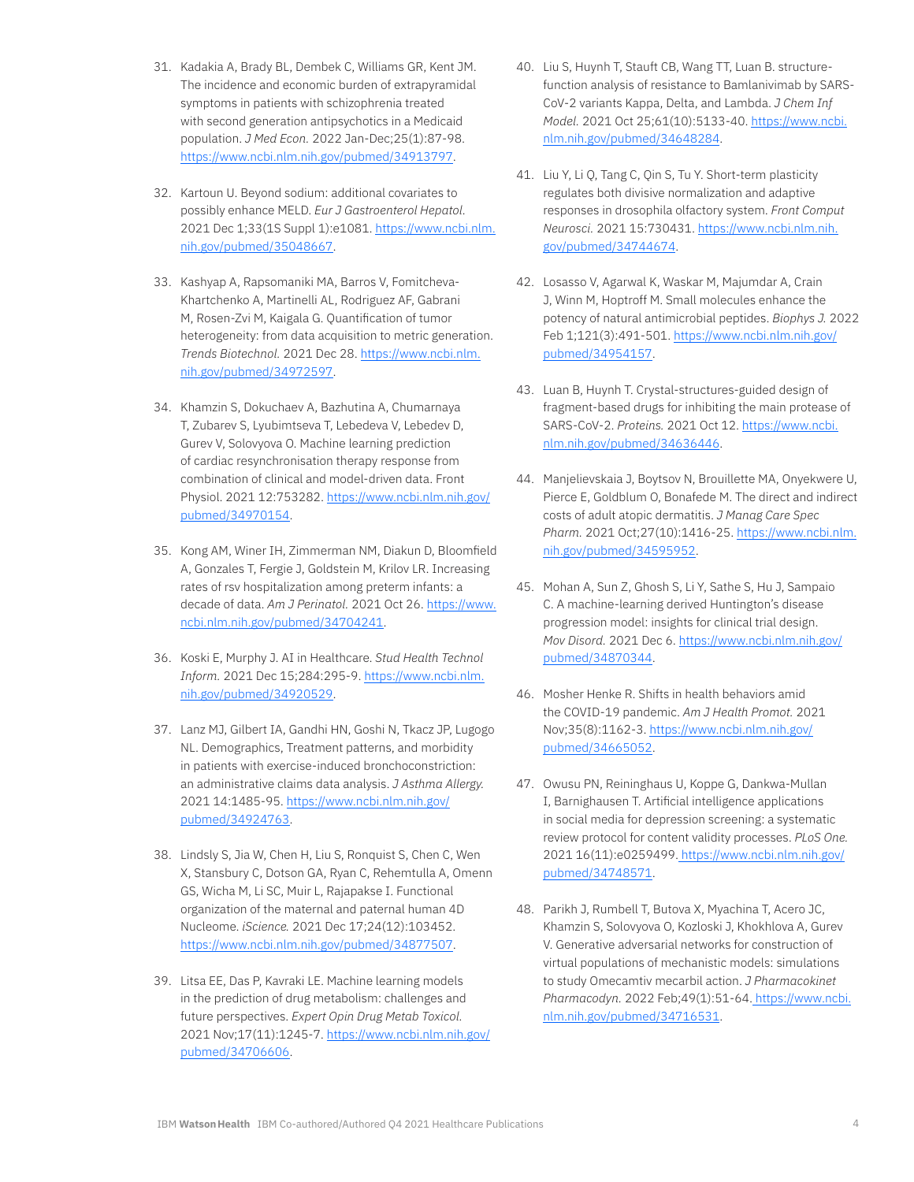31. Kadakia A, Brady BL, Dembek C, Williams GR, Kent JM. The incidence and economic burden of extrapyramidal symptoms in patients with schizophrenia treated with second generation antipsychotics in a Medicaid population. *J Med Econ.* 2022 Jan-Dec;25(1):87-98. https://www.ncbi.nlm.nih.gov/pubmed/34913797.

32. Kartoun U. Beyond sodium: additional covariates to possibly enhance MELD. *Eur J Gastroenterol Hepatol.* 2021 Dec 1;33(1S Suppl 1):e1081. https://www.ncbi.nlm.nih.gov/pubmed/35048667.

33. Kashyap A, Rapsomaniki MA, Barros V, Fomitcheva-Khartchenko A, Martinelli AL, Rodriguez AF, Gabrani M, Rosen-Zvi M, Kaigala G. Quantification of tumor heterogeneity: from data acquisition to metric generation. *Trends Biotechnol.* 2021 Dec 28. https://www.ncbi.nlm.nih.gov/pubmed/34972597.

34. Khamzin S, Dokuchaev A, Bazhutina A, Chumarnaya T, Zubarev S, Lyubimtseva T, Lebedeva V, Lebedev D, Gurev V, Solovyova O. Machine learning prediction of cardiac resynchronisation therapy response from combination of clinical and model-driven data. Front Physiol. 2021 12:753282. https://www.ncbi.nlm.nih.gov/pubmed/34970154.

35. Kong AM, Winer IH, Zimmerman NM, Diakun D, Bloomfield A, Gonzales T, Fergie J, Goldstein M, Krilov LR. Increasing rates of rsv hospitalization among preterm infants: a decade of data. *Am J Perinatol.* 2021 Oct 26. https://www.ncbi.nlm.nih.gov/pubmed/34704241.

36. Koski E, Murphy J. AI in Healthcare. *Stud Health Technol Inform.* 2021 Dec 15;284:295-9. https://www.ncbi.nlm.nih.gov/pubmed/34920529.

37. Lanz MJ, Gilbert IA, Gandhi HN, Goshi N, Tkacz JP, Lugogo NL. Demographics, Treatment patterns, and morbidity in patients with exercise-induced bronchoconstriction: an administrative claims data analysis. *J Asthma Allergy.* 2021 14:1485-95. https://www.ncbi.nlm.nih.gov/pubmed/34924763.

38. Lindsly S, Jia W, Chen H, Liu S, Ronquist S, Chen C, Wen X, Stansbury C, Dotson GA, Ryan C, Rehemtulla A, Omenn GS, Wicha M, Li SC, Muir L, Rajapakse I. Functional organization of the maternal and paternal human 4D Nucleome. *iScience.* 2021 Dec 17;24(12):103452. https://www.ncbi.nlm.nih.gov/pubmed/34877507.

39. Litsa EE, Das P, Kavraki LE. Machine learning models in the prediction of drug metabolism: challenges and future perspectives. *Expert Opin Drug Metab Toxicol.* 2021 Nov;17(11):1245-7. https://www.ncbi.nlm.nih.gov/pubmed/34706606.

40. Liu S, Huynh T, Stauft CB, Wang TT, Luan B. structure-function analysis of resistance to Bamlanivimab by SARS-CoV-2 variants Kappa, Delta, and Lambda. *J Chem Inf Model.* 2021 Oct 25;61(10):5133-40. https://www.ncbi.nlm.nih.gov/pubmed/34648284.

41. Liu Y, Li Q, Tang C, Qin S, Tu Y. Short-term plasticity regulates both divisive normalization and adaptive responses in drosophila olfactory system. *Front Comput Neurosci.* 2021 15:730431. https://www.ncbi.nlm.nih.gov/pubmed/34744674.

42. Losasso V, Agarwal K, Waskar M, Majumdar A, Crain J, Winn M, Hoptroff M. Small molecules enhance the potency of natural antimicrobial peptides. *Biophys J.* 2022 Feb 1;121(3):491-501. https://www.ncbi.nlm.nih.gov/pubmed/34954157.

43. Luan B, Huynh T. Crystal-structures-guided design of fragment-based drugs for inhibiting the main protease of SARS-CoV-2. *Proteins.* 2021 Oct 12. https://www.ncbi.nlm.nih.gov/pubmed/34636446.

44. Manjelievskaia J, Boytsov N, Brouillette MA, Onyekwere U, Pierce E, Goldblum O, Bonafede M. The direct and indirect costs of adult atopic dermatitis. *J Manag Care Spec Pharm.* 2021 Oct;27(10):1416-25. https://www.ncbi.nlm.nih.gov/pubmed/34595952.

45. Mohan A, Sun Z, Ghosh S, Li Y, Sathe S, Hu J, Sampaio C. A machine-learning derived Huntington's disease progression model: insights for clinical trial design. *Mov Disord.* 2021 Dec 6. https://www.ncbi.nlm.nih.gov/pubmed/34870344.

46. Mosher Henke R. Shifts in health behaviors amid the COVID-19 pandemic. *Am J Health Promot.* 2021 Nov;35(8):1162-3. https://www.ncbi.nlm.nih.gov/pubmed/34665052.

47. Owusu PN, Reininghaus U, Koppe G, Dankwa-Mullan I, Barnighausen T. Artificial intelligence applications in social media for depression screening: a systematic review protocol for content validity processes. *PLoS One.* 2021 16(11):e0259499. https://www.ncbi.nlm.nih.gov/pubmed/34748571.

48. Parikh J, Rumbell T, Butova X, Myachina T, Acero JC, Khamzin S, Solovyova O, Kozloski J, Khokhlova A, Gurev V. Generative adversarial networks for construction of virtual populations of mechanistic models: simulations to study Omecamtiv mecarbil action. *J Pharmacokinet Pharmacodyn.* 2022 Feb;49(1):51-64. https://www.ncbi.nlm.nih.gov/pubmed/34716531.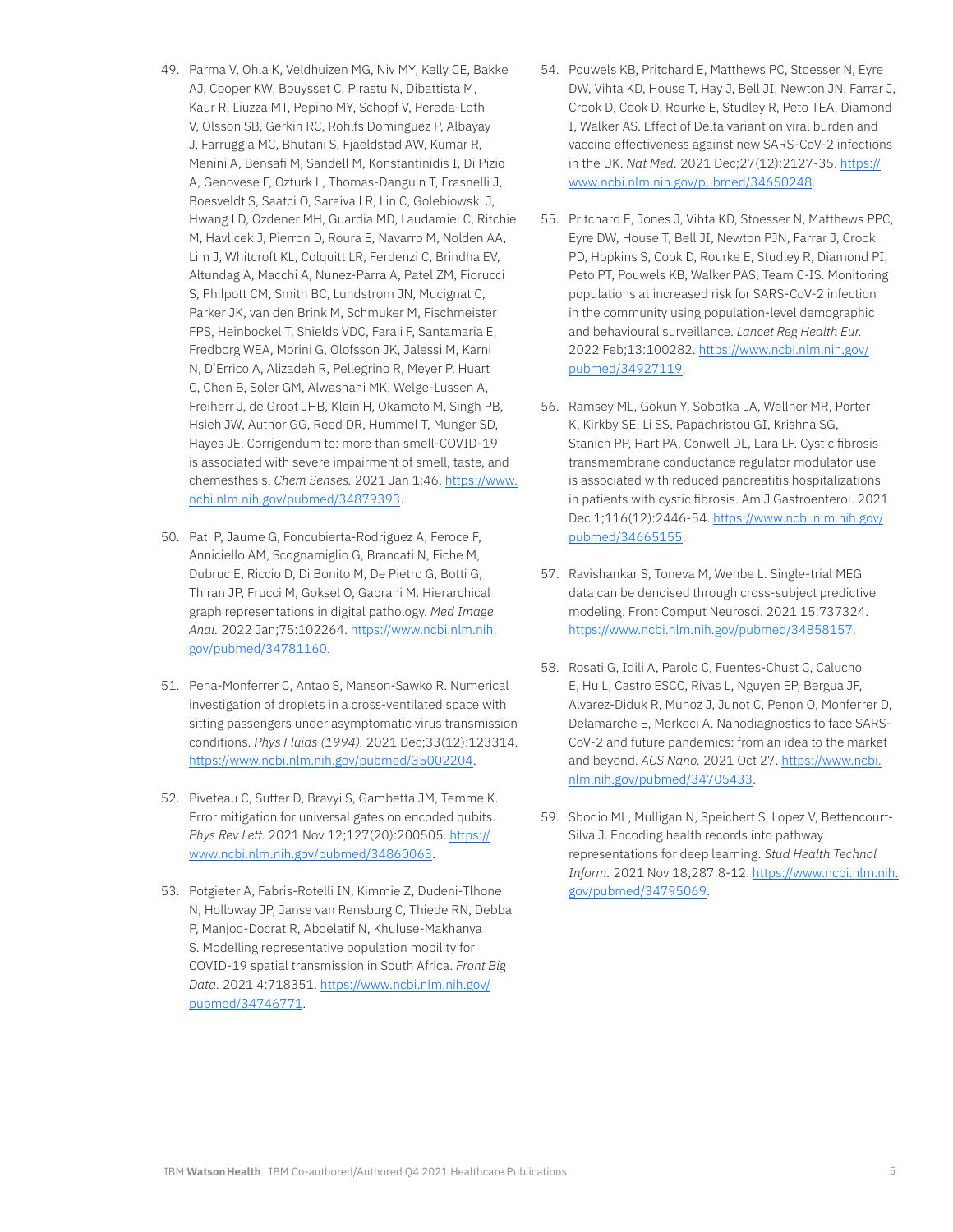49. Parma V, Ohla K, Veldhuizen MG, Niv MY, Kelly CE, Bakke AJ, Cooper KW, Bouysset C, Pirastu N, Dibattista M, Kaur R, Liuzza MT, Pepino MY, Schopf V, Pereda-Loth V, Olsson SB, Gerkin RC, Rohlfs Dominguez P, Albayay J, Farruggia MC, Bhutani S, Fjaeldstad AW, Kumar R, Menini A, Bensafi M, Sandell M, Konstantinidis I, Di Pizio A, Genovese F, Ozturk L, Thomas-Danguin T, Frasnelli J, Boesveldt S, Saatci O, Saraiva LR, Lin C, Golebiowski J, Hwang LD, Ozdener MH, Guardia MD, Laudamiel C, Ritchie M, Havlicek J, Pierron D, Roura E, Navarro M, Nolden AA, Lim J, Whitcroft KL, Colquitt LR, Ferdenzi C, Brindha EV, Altundag A, Macchi A, Nunez-Parra A, Patel ZM, Fiorucci S, Philpott CM, Smith BC, Lundstrom JN, Mucignat C, Parker JK, van den Brink M, Schmuker M, Fischmeister FPS, Heinbockel T, Shields VDC, Faraji F, Santamaria E, Fredborg WEA, Morini G, Olofsson JK, Jalessi M, Karni N, D'Errico A, Alizadeh R, Pellegrino R, Meyer P, Huart C, Chen B, Soler GM, Alwashahi MK, Welge-Lussen A, Freiherr J, de Groot JHB, Klein H, Okamoto M, Singh PB, Hsieh JW, Author GG, Reed DR, Hummel T, Munger SD, Hayes JE. Corrigendum to: more than smell-COVID-19 is associated with severe impairment of smell, taste, and chemesthesis. *Chem Senses.* 2021 Jan 1;46. https://www.ncbi.nlm.nih.gov/pubmed/34879393.

50. Pati P, Jaume G, Foncubierta-Rodriguez A, Feroce F, Anniciello AM, Scognamiglio G, Brancati N, Fiche M, Dubruc E, Riccio D, Di Bonito M, De Pietro G, Botti G, Thiran JP, Frucci M, Goksel O, Gabrani M. Hierarchical graph representations in digital pathology. *Med Image Anal.* 2022 Jan;75:102264. https://www.ncbi.nlm.nih.gov/pubmed/34781160.

51. Pena-Monferrer C, Antao S, Manson-Sawko R. Numerical investigation of droplets in a cross-ventilated space with sitting passengers under asymptomatic virus transmission conditions. *Phys Fluids (1994).* 2021 Dec;33(12):123314. https://www.ncbi.nlm.nih.gov/pubmed/35002204.

52. Piveteau C, Sutter D, Bravyi S, Gambetta JM, Temme K. Error mitigation for universal gates on encoded qubits. *Phys Rev Lett.* 2021 Nov 12;127(20):200505. https://www.ncbi.nlm.nih.gov/pubmed/34860063.

53. Potgieter A, Fabris-Rotelli IN, Kimmie Z, Dudeni-Tlhone N, Holloway JP, Janse van Rensburg C, Thiede RN, Debba P, Manjoo-Docrat R, Abdelatif N, Khuluse-Makhanya S. Modelling representative population mobility for COVID-19 spatial transmission in South Africa. *Front Big Data.* 2021 4:718351. https://www.ncbi.nlm.nih.gov/pubmed/34746771.

54. Pouwels KB, Pritchard E, Matthews PC, Stoesser N, Eyre DW, Vihta KD, House T, Hay J, Bell JI, Newton JN, Farrar J, Crook D, Cook D, Rourke E, Studley R, Peto TEA, Diamond I, Walker AS. Effect of Delta variant on viral burden and vaccine effectiveness against new SARS-CoV-2 infections in the UK. *Nat Med.* 2021 Dec;27(12):2127-35. https://www.ncbi.nlm.nih.gov/pubmed/34650248.

55. Pritchard E, Jones J, Vihta KD, Stoesser N, Matthews PPC, Eyre DW, House T, Bell JI, Newton PJN, Farrar J, Crook PD, Hopkins S, Cook D, Rourke E, Studley R, Diamond PI, Peto PT, Pouwels KB, Walker PAS, Team C-IS. Monitoring populations at increased risk for SARS-CoV-2 infection in the community using population-level demographic and behavioural surveillance. *Lancet Reg Health Eur.* 2022 Feb;13:100282. https://www.ncbi.nlm.nih.gov/pubmed/34927119.

56. Ramsey ML, Gokun Y, Sobotka LA, Wellner MR, Porter K, Kirkby SE, Li SS, Papachristou GI, Krishna SG, Stanich PP, Hart PA, Conwell DL, Lara LF. Cystic fibrosis transmembrane conductance regulator modulator use is associated with reduced pancreatitis hospitalizations in patients with cystic fibrosis. Am J Gastroenterol. 2021 Dec 1;116(12):2446-54. https://www.ncbi.nlm.nih.gov/pubmed/34665155.

57. Ravishankar S, Toneva M, Wehbe L. Single-trial MEG data can be denoised through cross-subject predictive modeling. Front Comput Neurosci. 2021 15:737324. https://www.ncbi.nlm.nih.gov/pubmed/34858157.

58. Rosati G, Idili A, Parolo C, Fuentes-Chust C, Calucho E, Hu L, Castro ESCC, Rivas L, Nguyen EP, Bergua JF, Alvarez-Diduk R, Munoz J, Junot C, Penon O, Monferrer D, Delamarche E, Merkoci A. Nanodiagnostics to face SARS-CoV-2 and future pandemics: from an idea to the market and beyond. *ACS Nano.* 2021 Oct 27. https://www.ncbi.nlm.nih.gov/pubmed/34705433.

59. Sbodio ML, Mulligan N, Speichert S, Lopez V, Bettencourt-Silva J. Encoding health records into pathway representations for deep learning. *Stud Health Technol Inform.* 2021 Nov 18;287:8-12. https://www.ncbi.nlm.nih.gov/pubmed/34795069.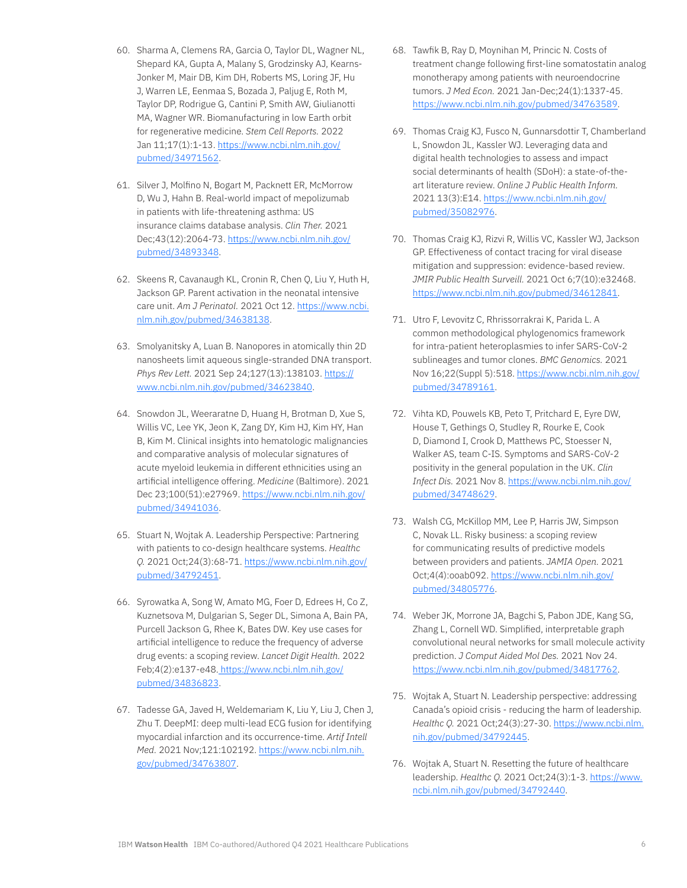60. Sharma A, Clemens RA, Garcia O, Taylor DL, Wagner NL, Shepard KA, Gupta A, Malany S, Grodzinsky AJ, Kearns-Jonker M, Mair DB, Kim DH, Roberts MS, Loring JF, Hu J, Warren LE, Eenmaa S, Bozada J, Paljug E, Roth M, Taylor DP, Rodrigue G, Cantini P, Smith AW, Giulianotti MA, Wagner WR. Biomanufacturing in low Earth orbit for regenerative medicine. *Stem Cell Reports.* 2022 Jan 11;17(1):1-13. https://www.ncbi.nlm.nih.gov/pubmed/34971562.

61. Silver J, Molfino N, Bogart M, Packnett ER, McMorrow D, Wu J, Hahn B. Real-world impact of mepolizumab in patients with life-threatening asthma: US insurance claims database analysis. *Clin Ther.* 2021 Dec;43(12):2064-73. https://www.ncbi.nlm.nih.gov/pubmed/34893348.

62. Skeens R, Cavanaugh KL, Cronin R, Chen Q, Liu Y, Huth H, Jackson GP. Parent activation in the neonatal intensive care unit. *Am J Perinatol.* 2021 Oct 12. https://www.ncbi.nlm.nih.gov/pubmed/34638138.

63. Smolyanitsky A, Luan B. Nanopores in atomically thin 2D nanosheets limit aqueous single-stranded DNA transport. *Phys Rev Lett.* 2021 Sep 24;127(13):138103. https://www.ncbi.nlm.nih.gov/pubmed/34623840.

64. Snowdon JL, Weeraratne D, Huang H, Brotman D, Xue S, Willis VC, Lee YK, Jeon K, Zang DY, Kim HJ, Kim HY, Han B, Kim M. Clinical insights into hematologic malignancies and comparative analysis of molecular signatures of acute myeloid leukemia in different ethnicities using an artificial intelligence offering. *Medicine* (Baltimore). 2021 Dec 23;100(51):e27969. https://www.ncbi.nlm.nih.gov/pubmed/34941036.

65. Stuart N, Wojtak A. Leadership Perspective: Partnering with patients to co-design healthcare systems. *Healthc Q.* 2021 Oct;24(3):68-71. https://www.ncbi.nlm.nih.gov/pubmed/34792451.

66. Syrowatka A, Song W, Amato MG, Foer D, Edrees H, Co Z, Kuznetsova M, Dulgarian S, Seger DL, Simona A, Bain PA, Purcell Jackson G, Rhee K, Bates DW. Key use cases for artificial intelligence to reduce the frequency of adverse drug events: a scoping review. *Lancet Digit Health.* 2022 Feb;4(2):e137-e48. https://www.ncbi.nlm.nih.gov/pubmed/34836823.

67. Tadesse GA, Javed H, Weldemariam K, Liu Y, Liu J, Chen J, Zhu T. DeepMI: deep multi-lead ECG fusion for identifying myocardial infarction and its occurrence-time. *Artif Intell Med.* 2021 Nov;121:102192. https://www.ncbi.nlm.nih.gov/pubmed/34763807.

68. Tawfik B, Ray D, Moynihan M, Princic N. Costs of treatment change following first-line somatostatin analog monotherapy among patients with neuroendocrine tumors. *J Med Econ.* 2021 Jan-Dec;24(1):1337-45. https://www.ncbi.nlm.nih.gov/pubmed/34763589.

69. Thomas Craig KJ, Fusco N, Gunnarsdottir T, Chamberland L, Snowdon JL, Kassler WJ. Leveraging data and digital health technologies to assess and impact social determinants of health (SDoH): a state-of-the-art literature review. *Online J Public Health Inform.* 2021 13(3):E14. https://www.ncbi.nlm.nih.gov/pubmed/35082976.

70. Thomas Craig KJ, Rizvi R, Willis VC, Kassler WJ, Jackson GP. Effectiveness of contact tracing for viral disease mitigation and suppression: evidence-based review. *JMIR Public Health Surveill.* 2021 Oct 6;7(10):e32468. https://www.ncbi.nlm.nih.gov/pubmed/34612841.

71. Utro F, Levovitz C, Rhrissorrakrai K, Parida L. A common methodological phylogenomics framework for intra-patient heteroplasmies to infer SARS-CoV-2 sublineages and tumor clones. *BMC Genomics.* 2021 Nov 16;22(Suppl 5):518. https://www.ncbi.nlm.nih.gov/pubmed/34789161.

72. Vihta KD, Pouwels KB, Peto T, Pritchard E, Eyre DW, House T, Gethings O, Studley R, Rourke E, Cook D, Diamond I, Crook D, Matthews PC, Stoesser N, Walker AS, team C-IS. Symptoms and SARS-CoV-2 positivity in the general population in the UK. *Clin Infect Dis.* 2021 Nov 8. https://www.ncbi.nlm.nih.gov/pubmed/34748629.

73. Walsh CG, McKillop MM, Lee P, Harris JW, Simpson C, Novak LL. Risky business: a scoping review for communicating results of predictive models between providers and patients. *JAMIA Open.* 2021 Oct;4(4):ooab092. https://www.ncbi.nlm.nih.gov/pubmed/34805776.

74. Weber JK, Morrone JA, Bagchi S, Pabon JDE, Kang SG, Zhang L, Cornell WD. Simplified, interpretable graph convolutional neural networks for small molecule activity prediction. *J Comput Aided Mol Des.* 2021 Nov 24. https://www.ncbi.nlm.nih.gov/pubmed/34817762.

75. Wojtak A, Stuart N. Leadership perspective: addressing Canada's opioid crisis - reducing the harm of leadership. *Healthc Q.* 2021 Oct;24(3):27-30. https://www.ncbi.nlm.nih.gov/pubmed/34792445.

76. Wojtak A, Stuart N. Resetting the future of healthcare leadership. *Healthc Q.* 2021 Oct;24(3):1-3. https://www.ncbi.nlm.nih.gov/pubmed/34792440.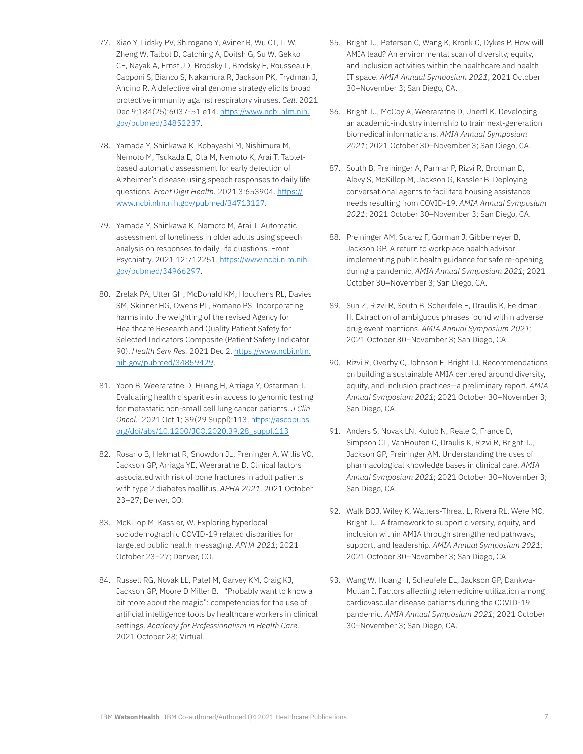77. Xiao Y, Lidsky PV, Shirogane Y, Aviner R, Wu CT, Li W, Zheng W, Talbot D, Catching A, Doitsh G, Su W, Gekko CE, Nayak A, Ernst JD, Brodsky L, Brodsky E, Rousseau E, Capponi S, Bianco S, Nakamura R, Jackson PK, Frydman J, Andino R. A defective viral genome strategy elicits broad protective immunity against respiratory viruses. *Cell.* 2021 Dec 9;184(25):6037-51 e14. [https://www.ncbi.nlm.nih.gov/pubmed/34852237](https://www.ncbi.nlm.nih.gov/pubmed/34852237).

78. Yamada Y, Shinkawa K, Kobayashi M, Nishimura M, Nemoto M, Tsukada E, Ota M, Nemoto K, Arai T. Tablet-based automatic assessment for early detection of Alzheimer's disease using speech responses to daily life questions. *Front Digit Health.* 2021 3:653904. [https://www.ncbi.nlm.nih.gov/pubmed/34713127](https://www.ncbi.nlm.nih.gov/pubmed/34713127).

79. Yamada Y, Shinkawa K, Nemoto M, Arai T. Automatic assessment of loneliness in older adults using speech analysis on responses to daily life questions. Front Psychiatry. 2021 12:712251. [https://www.ncbi.nlm.nih.gov/pubmed/34966297](https://www.ncbi.nlm.nih.gov/pubmed/34966297).

80. Zrelak PA, Utter GH, McDonald KM, Houchens RL, Davies SM, Skinner HG, Owens PL, Romano PS. Incorporating harms into the weighting of the revised Agency for Healthcare Research and Quality Patient Safety for Selected Indicators Composite (Patient Safety Indicator 90). *Health Serv Res.* 2021 Dec 2. [https://www.ncbi.nlm.nih.gov/pubmed/34859429](https://www.ncbi.nlm.nih.gov/pubmed/34859429).

81. Yoon B, Weeraratne D, Huang H, Arriaga Y, Osterman T. Evaluating health disparities in access to genomic testing for metastatic non-small cell lung cancer patients. *J Clin Oncol.* 2021 Oct 1; 39(29 Suppl):113. [https://ascopubs.org/doi/abs/10.1200/JCO.2020.39.28_suppl.113](https://ascopubs.org/doi/abs/10.1200/JCO.2020.39.28_suppl.113)

82. Rosario B, Hekmat R, Snowdon JL, Preninger A, Willis VC, Jackson GP, Arriaga YE, Weeraratne D. Clinical factors associated with risk of bone fractures in adult patients with type 2 diabetes mellitus. *APHA 2021*. 2021 October 23–27; Denver, CO.

83. McKillop M, Kassler, W. Exploring hyperlocal sociodemographic COVID-19 related disparities for targeted public health messaging. *APHA 2021*; 2021 October 23–27; Denver, CO.

84. Russell RG, Novak LL, Patel M, Garvey KM, Craig KJ, Jackson GP, Moore D Miller B. "Probably want to know a bit more about the magic": competencies for the use of artificial intelligence tools by healthcare workers in clinical settings. *Academy for Professionalism in Health Care*. 2021 October 28; Virtual.

85. Bright TJ, Petersen C, Wang K, Kronk C, Dykes P. How will AMIA lead? An environmental scan of diversity, equity, and inclusion activities within the healthcare and health IT space. *AMIA Annual Symposium 2021*; 2021 October 30–November 3; San Diego, CA.

86. Bright TJ, McCoy A, Weeraratne D, Unertl K. Developing an academic-industry internship to train next-generation biomedical informaticians. *AMIA Annual Symposium 2021*; 2021 October 30–November 3; San Diego, CA.

87. South B, Preininger A, Parmar P, Rizvi R, Brotman D, Alevy S, McKillop M, Jackson G, Kassler B. Deploying conversational agents to facilitate housing assistance needs resulting from COVID-19. *AMIA Annual Symposium 2021*; 2021 October 30–November 3; San Diego, CA.

88. Preininger AM, Suarez F, Gorman J, Gibbemeyer B, Jackson GP. A return to workplace health advisor implementing public health guidance for safe re-opening during a pandemic. *AMIA Annual Symposium 2021*; 2021 October 30–November 3; San Diego, CA.

89. Sun Z, Rizvi R, South B, Scheufele E, Draulis K, Feldman H. Extraction of ambiguous phrases found within adverse drug event mentions. *AMIA Annual Symposium 2021;* 2021 October 30–November 3; San Diego, CA.

90. Rizvi R, Overby C, Johnson E, Bright TJ. Recommendations on building a sustainable AMIA centered around diversity, equity, and inclusion practices—a preliminary report. *AMIA Annual Symposium 2021*; 2021 October 30–November 3; San Diego, CA.

91. Anders S, Novak LN, Kutub N, Reale C, France D, Simpson CL, VanHouten C, Draulis K, Rizvi R, Bright TJ, Jackson GP, Preininger AM. Understanding the uses of pharmacological knowledge bases in clinical care. *AMIA Annual Symposium 2021*; 2021 October 30–November 3; San Diego, CA.

92. Walk BOJ, Wiley K, Walters-Threat L, Rivera RL, Were MC, Bright TJ. A framework to support diversity, equity, and inclusion within AMIA through strengthened pathways, support, and leadership. *AMIA Annual Symposium 2021*; 2021 October 30–November 3; San Diego, CA.

93. Wang W, Huang H, Scheufele EL, Jackson GP, Dankwa-Mullan I. Factors affecting telemedicine utilization among cardiovascular disease patients during the COVID-19 pandemic. *AMIA Annual Symposium 2021*; 2021 October 30–November 3; San Diego, CA.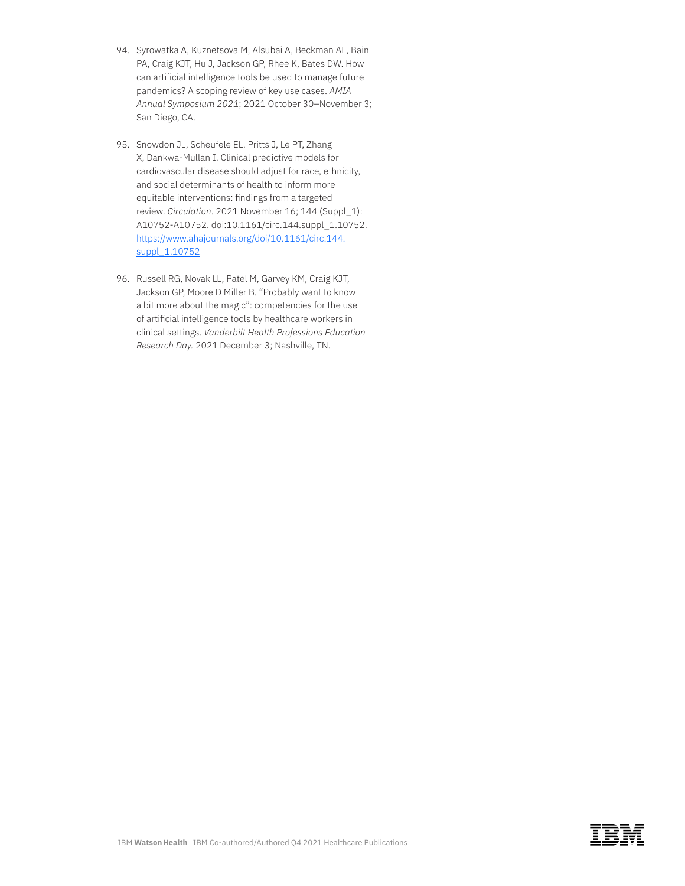94. Syrowatka A, Kuznetsova M, Alsubai A, Beckman AL, Bain PA, Craig KJT, Hu J, Jackson GP, Rhee K, Bates DW. How can artificial intelligence tools be used to manage future pandemics? A scoping review of key use cases. *AMIA Annual Symposium 2021*; 2021 October 30–November 3; San Diego, CA.

95. Snowdon JL, Scheufele EL. Pritts J, Le PT, Zhang X, Dankwa-Mullan I. Clinical predictive models for cardiovascular disease should adjust for race, ethnicity, and social determinants of health to inform more equitable interventions: findings from a targeted review. *Circulation*. 2021 November 16; 144 (Suppl_1): A10752-A10752. doi:10.1161/circ.144.suppl_1.10752. [https://www.ahajournals.org/doi/10.1161/circ.144.suppl_1.10752](https://www.ahajournals.org/doi/10.1161/circ.144.suppl_1.10752)

96. Russell RG, Novak LL, Patel M, Garvey KM, Craig KJT, Jackson GP, Moore D Miller B. "Probably want to know a bit more about the magic": competencies for the use of artificial intelligence tools by healthcare workers in clinical settings. *Vanderbilt Health Professions Education Research Day.* 2021 December 3; Nashville, TN.